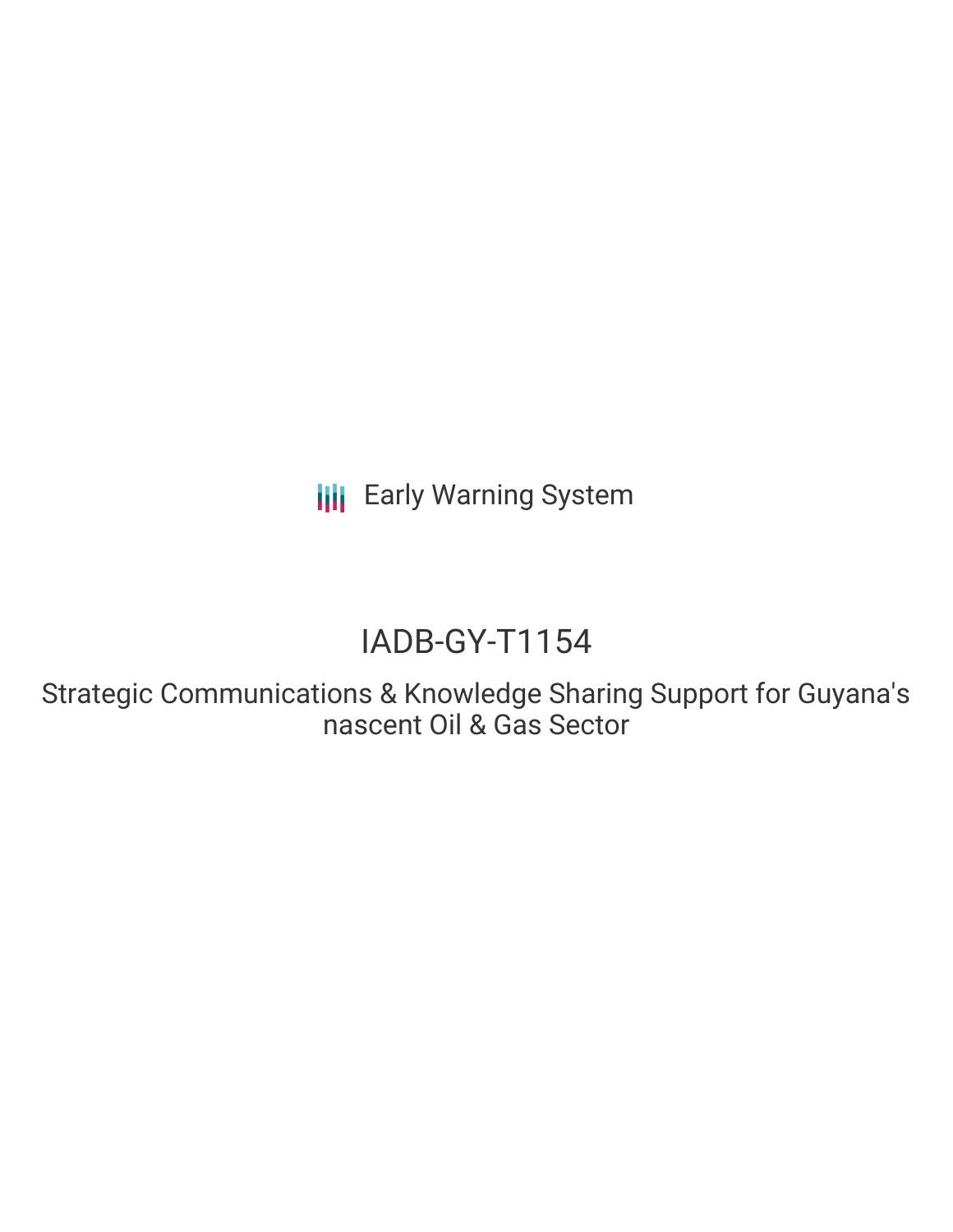Early Warning System

# IADB-GY-T1154

Strategic Communications & Knowledge Sharing Support for Guyana's nascent Oil & Gas Sector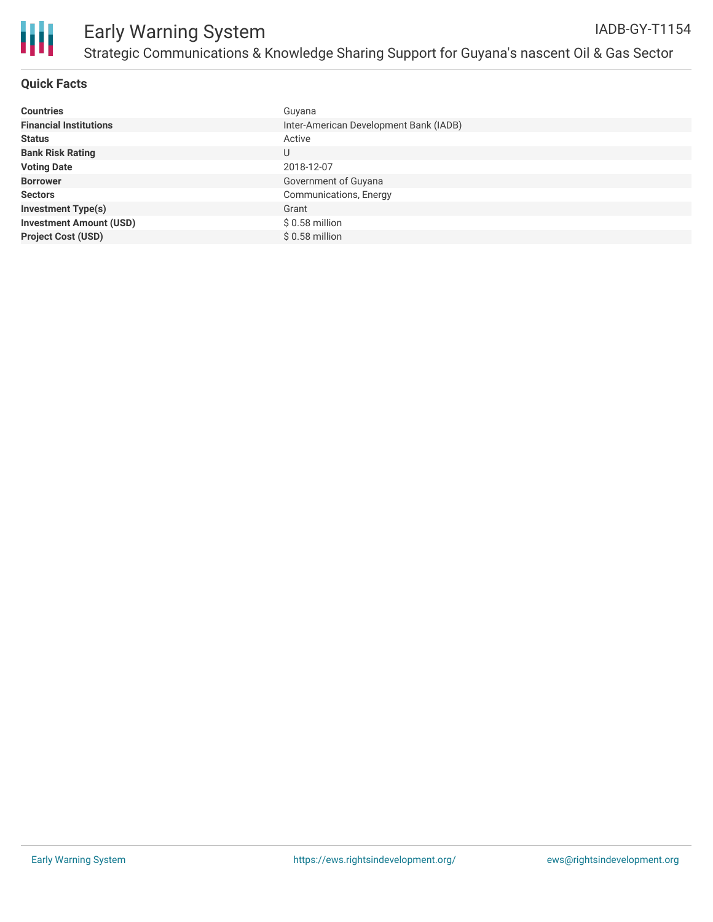# Early Warning System

IADB-GY-T1154

Strategic Communications & Knowledge Sharing Support for Guyana's nascent Oil & Gas Sector

## Quick Facts

| | |
|---|---|
| **Countries** | Guyana |
| **Financial Institutions** | Inter-American Development Bank (IADB) |
| **Status** | Active |
| **Bank Risk Rating** | U |
| **Voting Date** | 2018-12-07 |
| **Borrower** | Government of Guyana |
| **Sectors** | Communications, Energy |
| **Investment Type(s)** | Grant |
| **Investment Amount (USD)** | $ 0.58 million |
| **Project Cost (USD)** | $ 0.58 million |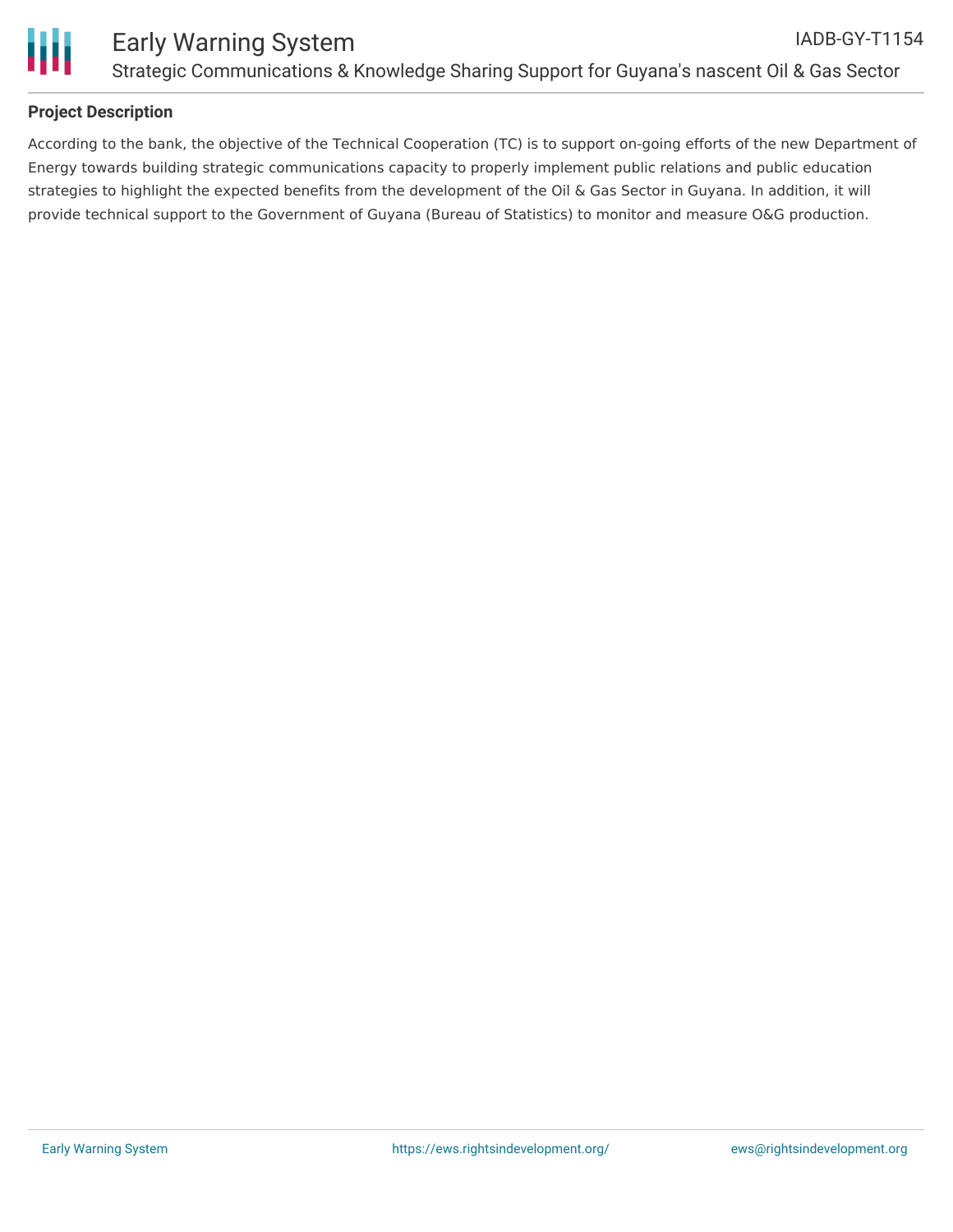## Project Description

According to the bank, the objective of the Technical Cooperation (TC) is to support on-going efforts of the new Department of Energy towards building strategic communications capacity to properly implement public relations and public education strategies to highlight the expected benefits from the development of the Oil & Gas Sector in Guyana. In addition, it will provide technical support to the Government of Guyana (Bureau of Statistics) to monitor and measure O&G production.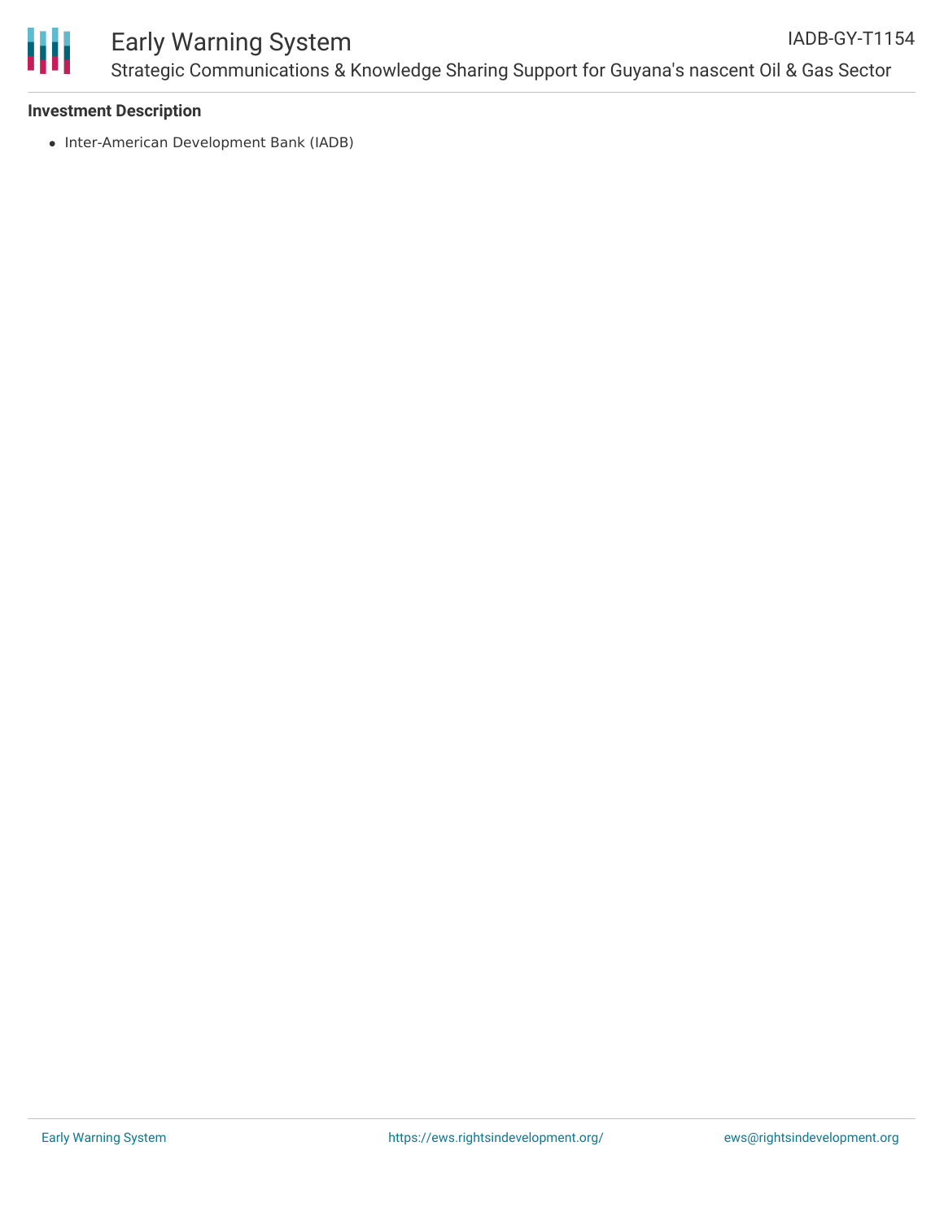**Investment Description**

- Inter-American Development Bank (IADB)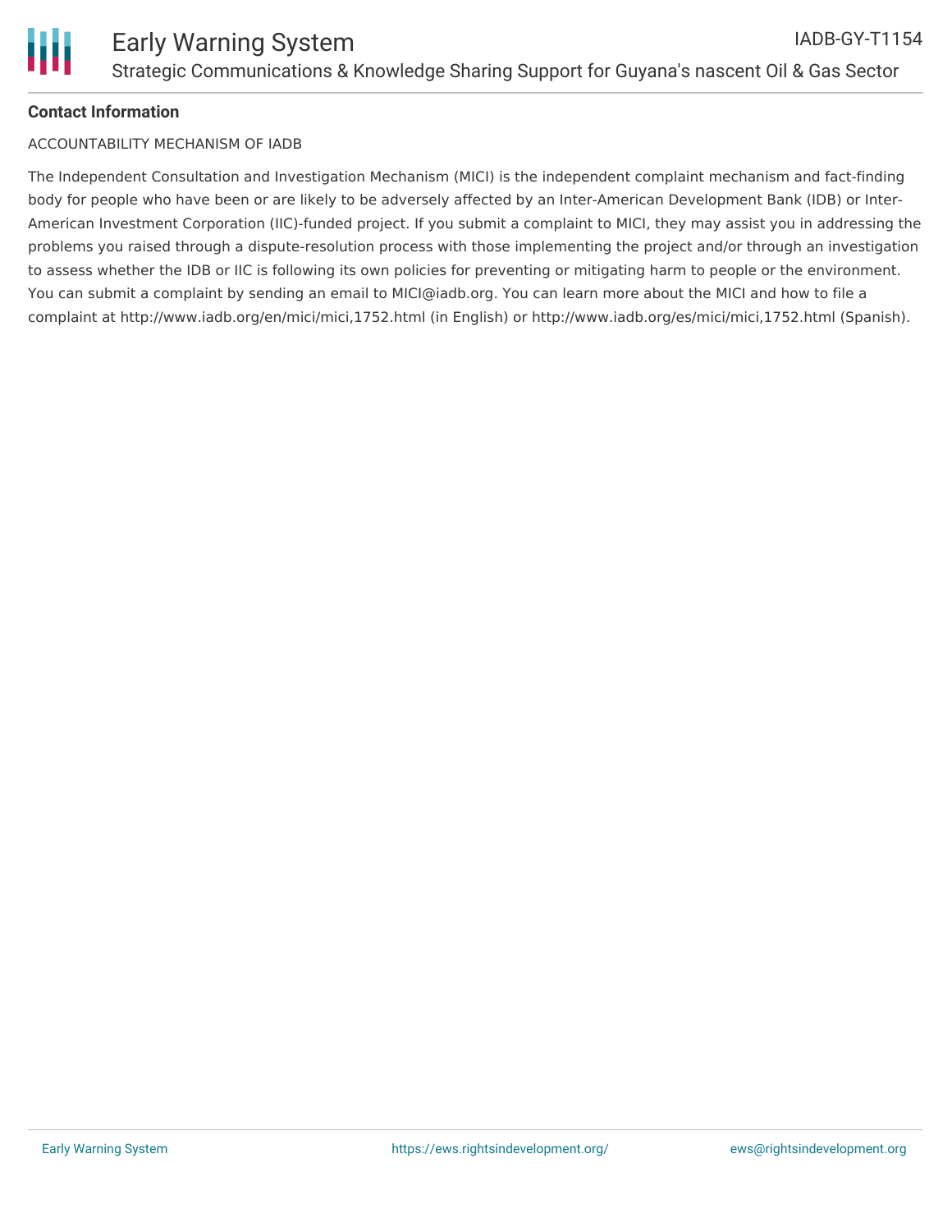**Contact Information**

ACCOUNTABILITY MECHANISM OF IADB

The Independent Consultation and Investigation Mechanism (MICI) is the independent complaint mechanism and fact-finding body for people who have been or are likely to be adversely affected by an Inter-American Development Bank (IDB) or Inter-American Investment Corporation (IIC)-funded project. If you submit a complaint to MICI, they may assist you in addressing the problems you raised through a dispute-resolution process with those implementing the project and/or through an investigation to assess whether the IDB or IIC is following its own policies for preventing or mitigating harm to people or the environment. You can submit a complaint by sending an email to MICI@iadb.org. You can learn more about the MICI and how to file a complaint at http://www.iadb.org/en/mici/mici,1752.html (in English) or http://www.iadb.org/es/mici/mici,1752.html (Spanish).